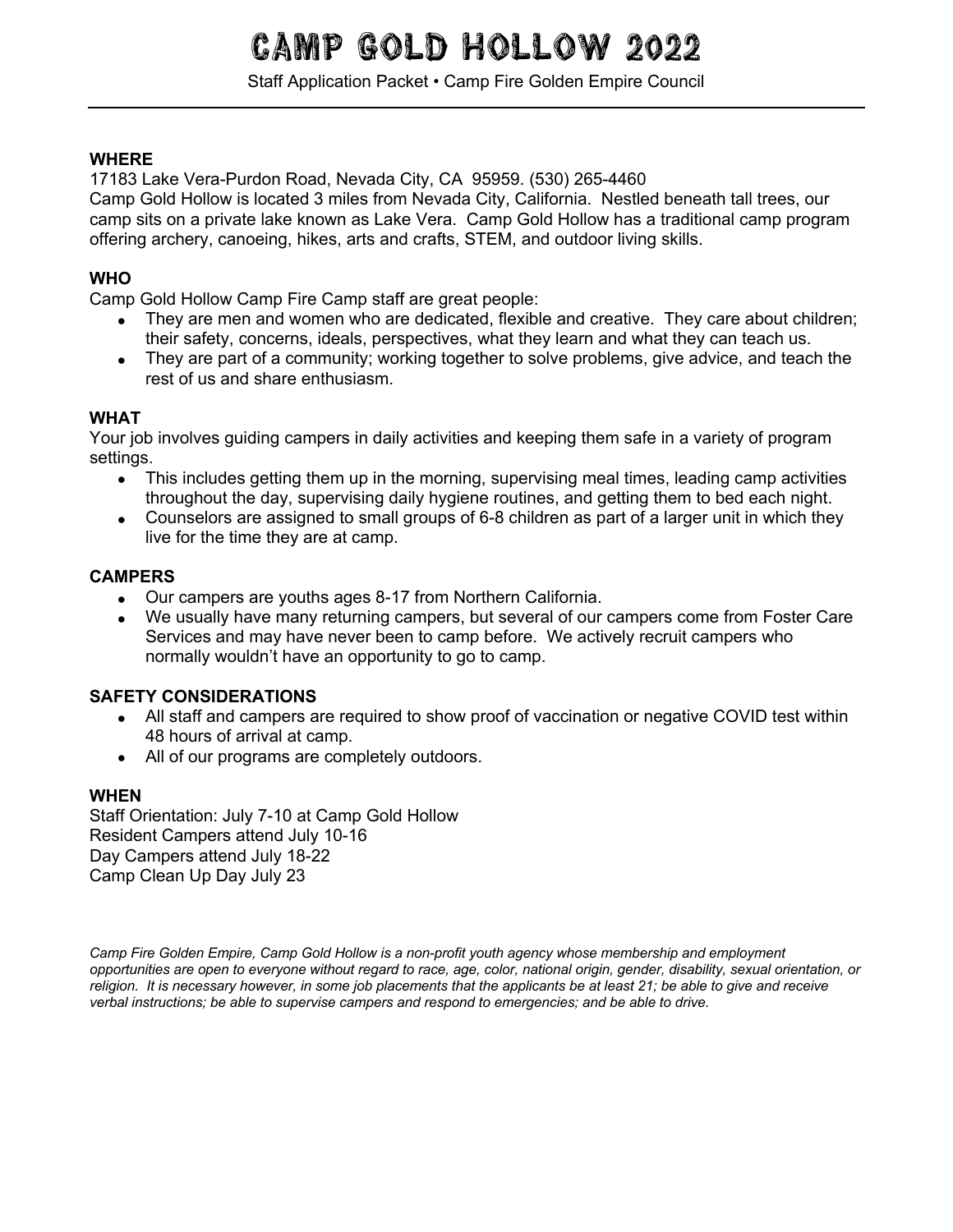# CAMP GOLD HOLLOW 2022

Staff Application Packet • Camp Fire Golden Empire Council

---

**WHERE**

17183 Lake Vera-Purdon Road, Nevada City, CA 95959. (530) 265-4460

Camp Gold Hollow is located 3 miles from Nevada City, California. Nestled beneath tall trees, our camp sits on a private lake known as Lake Vera. Camp Gold Hollow has a traditional camp program offering archery, canoeing, hikes, arts and crafts, STEM, and outdoor living skills.

**WHO**

Camp Gold Hollow Camp Fire Camp staff are great people:

- They are men and women who are dedicated, flexible and creative. They care about children; their safety, concerns, ideals, perspectives, what they learn and what they can teach us.
- They are part of a community; working together to solve problems, give advice, and teach the rest of us and share enthusiasm.

**WHAT**

Your job involves guiding campers in daily activities and keeping them safe in a variety of program settings.

- This includes getting them up in the morning, supervising meal times, leading camp activities throughout the day, supervising daily hygiene routines, and getting them to bed each night.
- Counselors are assigned to small groups of 6-8 children as part of a larger unit in which they live for the time they are at camp.

**CAMPERS**

- Our campers are youths ages 8-17 from Northern California.
- We usually have many returning campers, but several of our campers come from Foster Care Services and may have never been to camp before. We actively recruit campers who normally wouldn't have an opportunity to go to camp.

**SAFETY CONSIDERATIONS**

- All staff and campers are required to show proof of vaccination or negative COVID test within 48 hours of arrival at camp.
- All of our programs are completely outdoors.

**WHEN**

Staff Orientation: July 7-10 at Camp Gold Hollow
Resident Campers attend July 10-16
Day Campers attend July 18-22
Camp Clean Up Day July 23

*Camp Fire Golden Empire, Camp Gold Hollow is a non-profit youth agency whose membership and employment opportunities are open to everyone without regard to race, age, color, national origin, gender, disability, sexual orientation, or religion. It is necessary however, in some job placements that the applicants be at least 21; be able to give and receive verbal instructions; be able to supervise campers and respond to emergencies; and be able to drive.*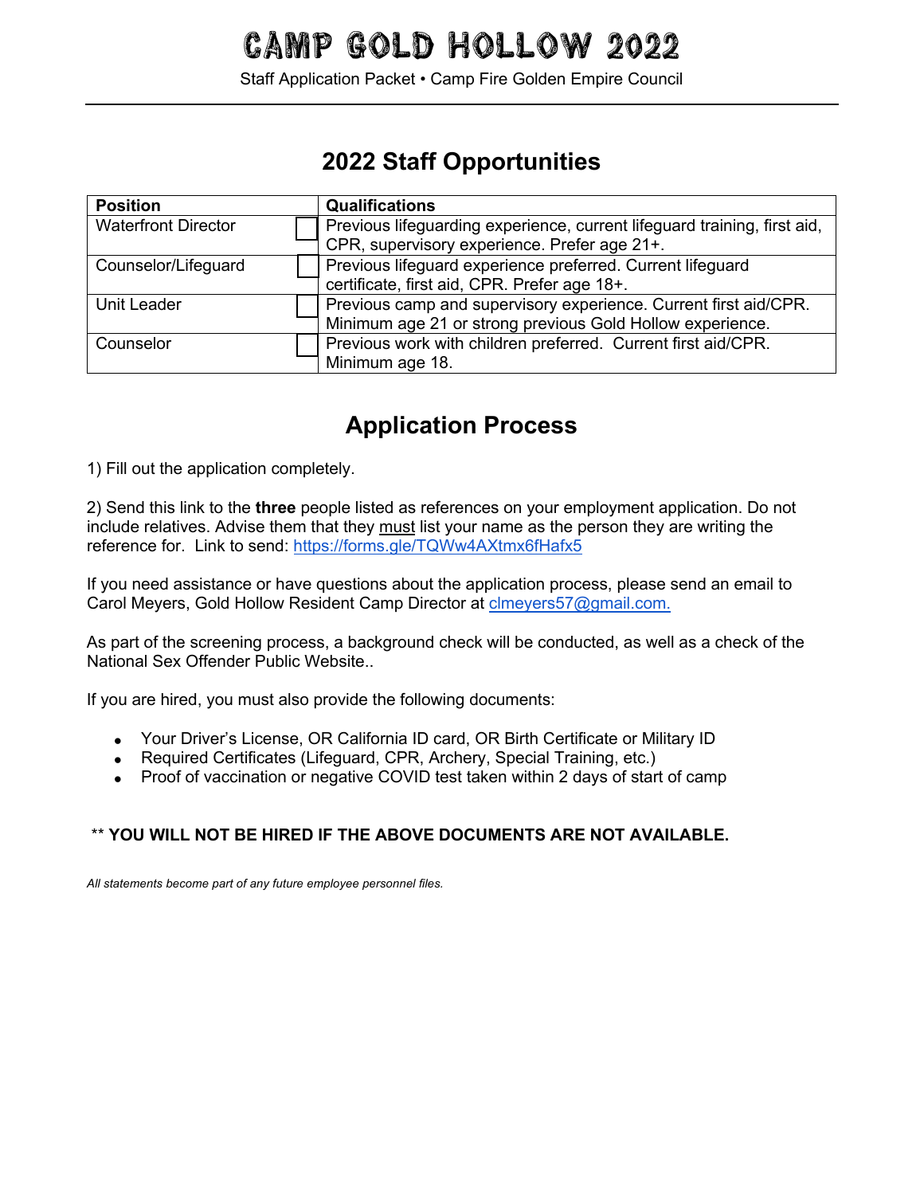# CAMP GOLD HOLLOW 2022

Staff Application Packet • Camp Fire Golden Empire Council

## 2022 Staff Opportunities

| Position | Qualifications |
| --- | --- |
| Waterfront Director ☐ | Previous lifeguarding experience, current lifeguard training, first aid, CPR, supervisory experience. Prefer age 21+. |
| Counselor/Lifeguard ☐ | Previous lifeguard experience preferred. Current lifeguard certificate, first aid, CPR. Prefer age 18+. |
| Unit Leader ☐ | Previous camp and supervisory experience. Current first aid/CPR. Minimum age 21 or strong previous Gold Hollow experience. |
| Counselor ☐ | Previous work with children preferred. Current first aid/CPR. Minimum age 18. |

## Application Process

1) Fill out the application completely.

2) Send this link to the **three** people listed as references on your employment application. Do not include relatives. Advise them that they <u>must</u> list your name as the person they are writing the reference for. Link to send: [https://forms.gle/TQWw4AXtmx6fHafx5](https://forms.gle/TQWw4AXtmx6fHafx5)

If you need assistance or have questions about the application process, please send an email to Carol Meyers, Gold Hollow Resident Camp Director at [clmeyers57@gmail.com.](mailto:clmeyers57@gmail.com)

As part of the screening process, a background check will be conducted, as well as a check of the National Sex Offender Public Website..

If you are hired, you must also provide the following documents:

- Your Driver's License, OR California ID card, OR Birth Certificate or Military ID
- Required Certificates (Lifeguard, CPR, Archery, Special Training, etc.)
- Proof of vaccination or negative COVID test taken within 2 days of start of camp

** **YOU WILL NOT BE HIRED IF THE ABOVE DOCUMENTS ARE NOT AVAILABLE.**

*All statements become part of any future employee personnel files.*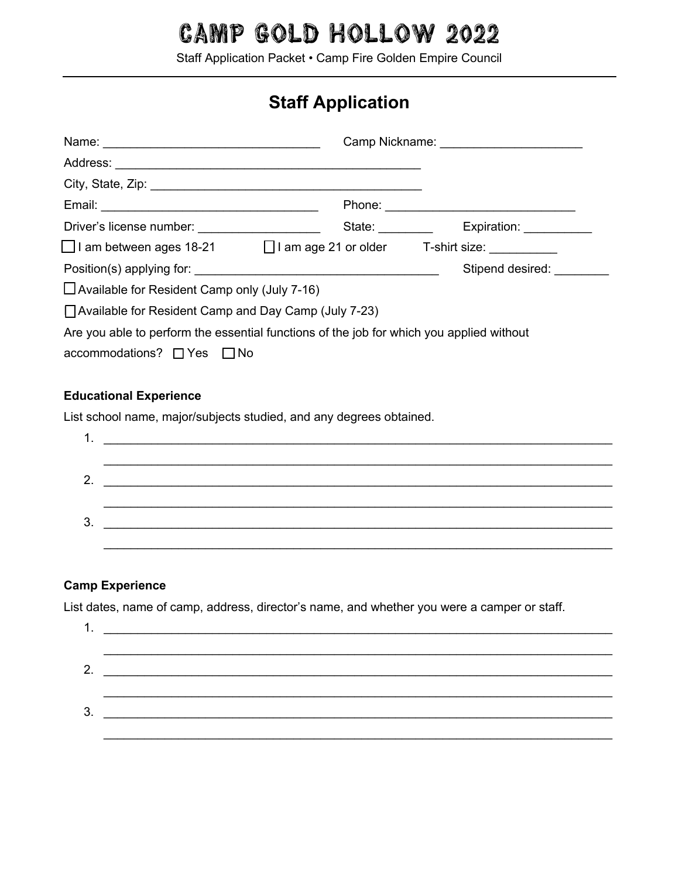# CAMP GOLD HOLLOW 2022

Staff Application Packet • Camp Fire Golden Empire Council

## Staff Application

Name: ________________________________ Camp Nickname: ____________________

Address: ____________________________________________

City, State, Zip: ________________________________________

Email: ________________________________ Phone: ___________________________

Driver's license number: __________________ State: ________ Expiration: __________

☐ I am between ages 18-21 ☐ I am age 21 or older T-shirt size: __________

Position(s) applying for: ___________________________________ Stipend desired: ________

☐ Available for Resident Camp only (July 7-16)

☐ Available for Resident Camp and Day Camp (July 7-23)

Are you able to perform the essential functions of the job for which you applied without accommodations? ☐ Yes ☐ No

### Educational Experience

List school name, major/subjects studied, and any degrees obtained.

1. ____________________________________________________________________________
   ____________________________________________________________________________
2. ____________________________________________________________________________
   ____________________________________________________________________________
3. ____________________________________________________________________________
   ____________________________________________________________________________

### Camp Experience

List dates, name of camp, address, director's name, and whether you were a camper or staff.

1. ____________________________________________________________________________
   ____________________________________________________________________________
2. ____________________________________________________________________________
   ____________________________________________________________________________
3. ____________________________________________________________________________
   ____________________________________________________________________________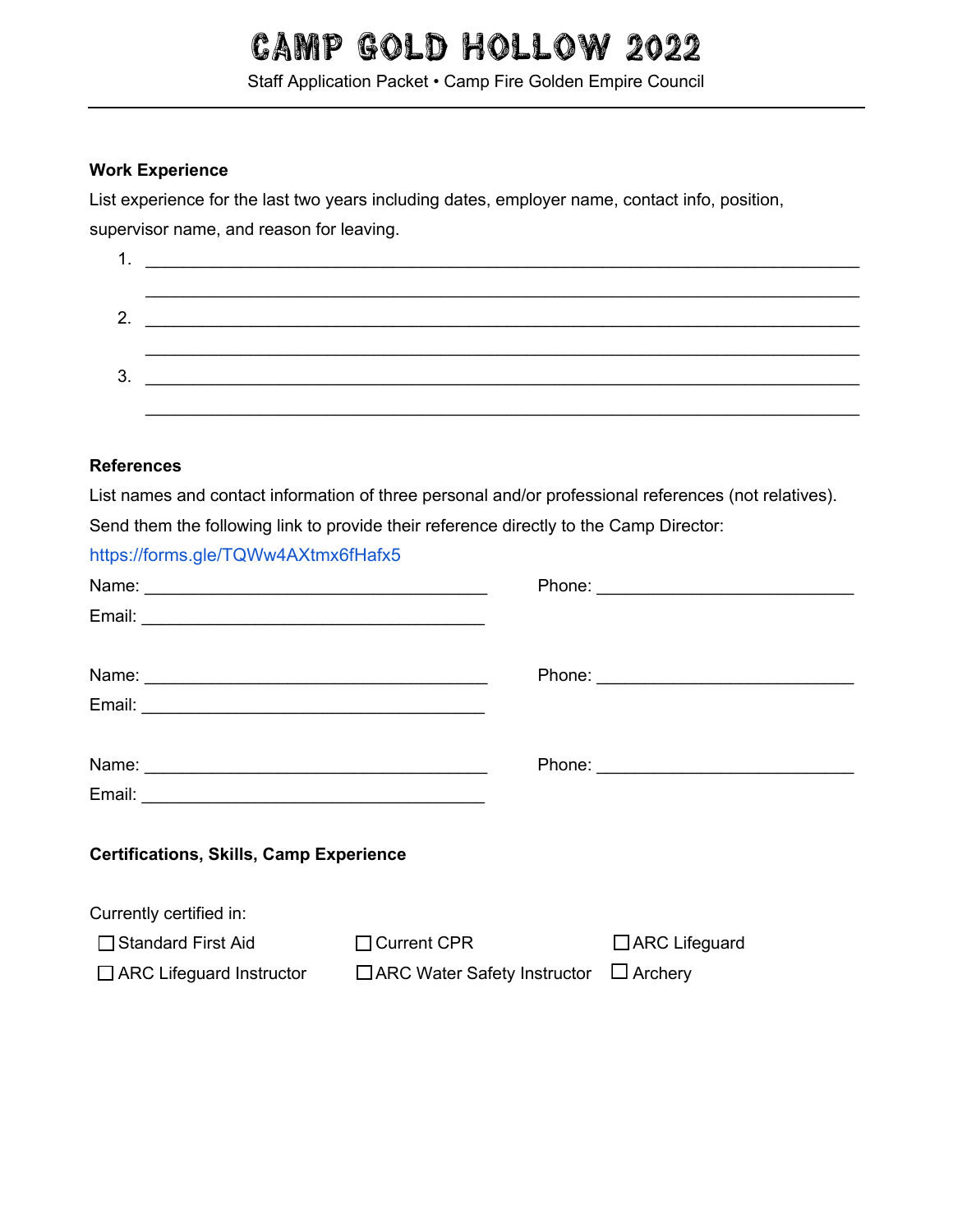# CAMP GOLD HOLLOW 2022

Staff Application Packet • Camp Fire Golden Empire Council

---

**Work Experience**

List experience for the last two years including dates, employer name, contact info, position, supervisor name, and reason for leaving.

1. ______________________________________________________________________
   ______________________________________________________________________
2. ______________________________________________________________________
   ______________________________________________________________________
3. ______________________________________________________________________
   ______________________________________________________________________

**References**

List names and contact information of three personal and/or professional references (not relatives). Send them the following link to provide their reference directly to the Camp Director:

https://forms.gle/TQWw4AXtmx6fHafx5

Name: ____________________________________ Phone: ___________________________

Email: ____________________________________

Name: ____________________________________ Phone: ___________________________

Email: ____________________________________

Name: ____________________________________ Phone: ___________________________

Email: ____________________________________

**Certifications, Skills, Camp Experience**

Currently certified in:

☐ Standard First Aid ☐ Current CPR ☐ ARC Lifeguard

☐ ARC Lifeguard Instructor ☐ ARC Water Safety Instructor ☐ Archery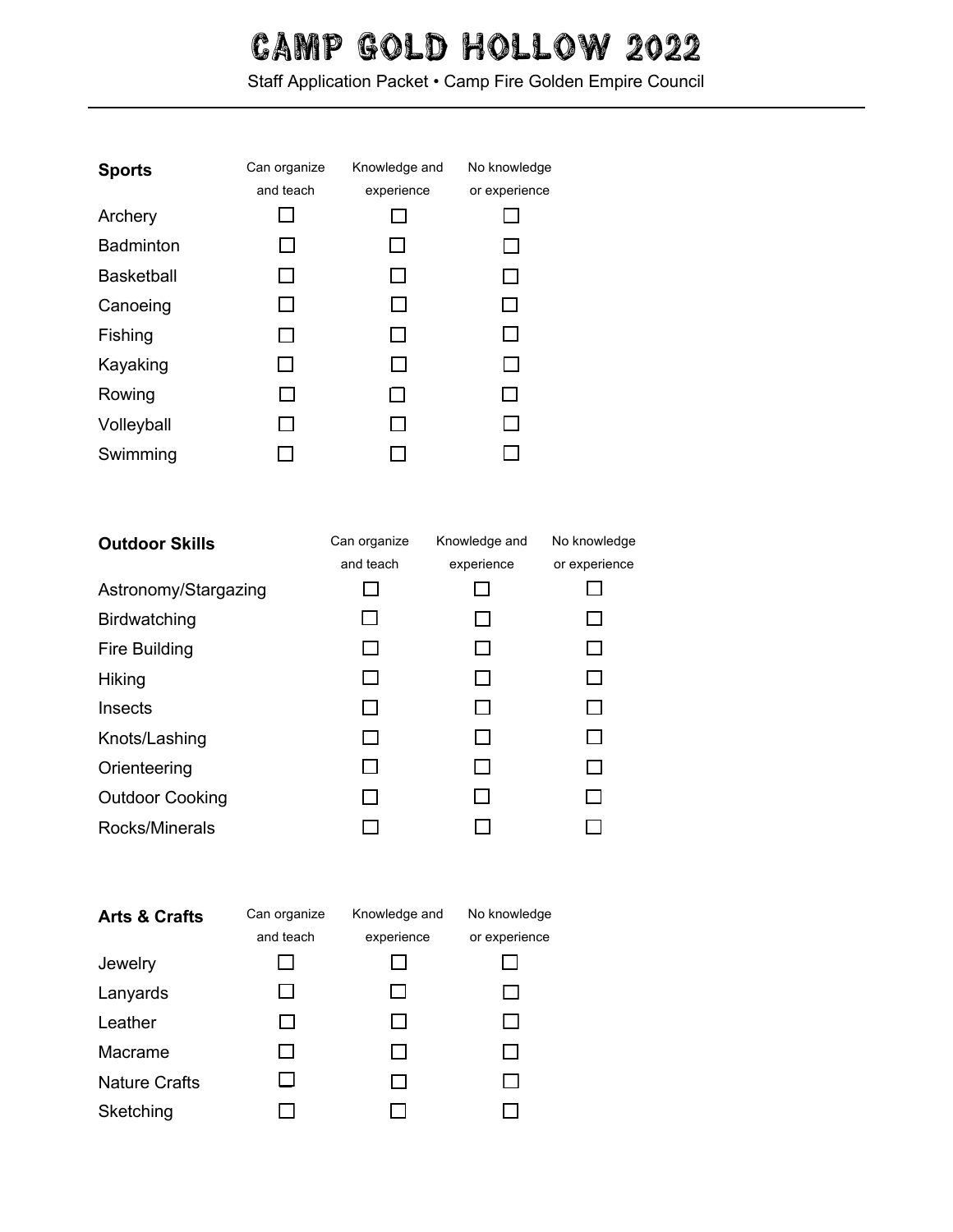# CAMP GOLD HOLLOW 2022

Staff Application Packet • Camp Fire Golden Empire Council

| **Sports** | Can organize and teach | Knowledge and experience | No knowledge or experience |
| --- | --- | --- | --- |
| Archery | ☐ | ☐ | ☐ |
| Badminton | ☐ | ☐ | ☐ |
| Basketball | ☐ | ☐ | ☐ |
| Canoeing | ☐ | ☐ | ☐ |
| Fishing | ☐ | ☐ | ☐ |
| Kayaking | ☐ | ☐ | ☐ |
| Rowing | ☐ | ☐ | ☐ |
| Volleyball | ☐ | ☐ | ☐ |
| Swimming | ☐ | ☐ | ☐ |

| **Outdoor Skills** | Can organize and teach | Knowledge and experience | No knowledge or experience |
| --- | --- | --- | --- |
| Astronomy/Stargazing | ☐ | ☐ | ☐ |
| Birdwatching | ☐ | ☐ | ☐ |
| Fire Building | ☐ | ☐ | ☐ |
| Hiking | ☐ | ☐ | ☐ |
| Insects | ☐ | ☐ | ☐ |
| Knots/Lashing | ☐ | ☐ | ☐ |
| Orienteering | ☐ | ☐ | ☐ |
| Outdoor Cooking | ☐ | ☐ | ☐ |
| Rocks/Minerals | ☐ | ☐ | ☐ |

| **Arts & Crafts** | Can organize and teach | Knowledge and experience | No knowledge or experience |
| --- | --- | --- | --- |
| Jewelry | ☐ | ☐ | ☐ |
| Lanyards | ☐ | ☐ | ☐ |
| Leather | ☐ | ☐ | ☐ |
| Macrame | ☐ | ☐ | ☐ |
| Nature Crafts | ☐ | ☐ | ☐ |
| Sketching | ☐ | ☐ | ☐ |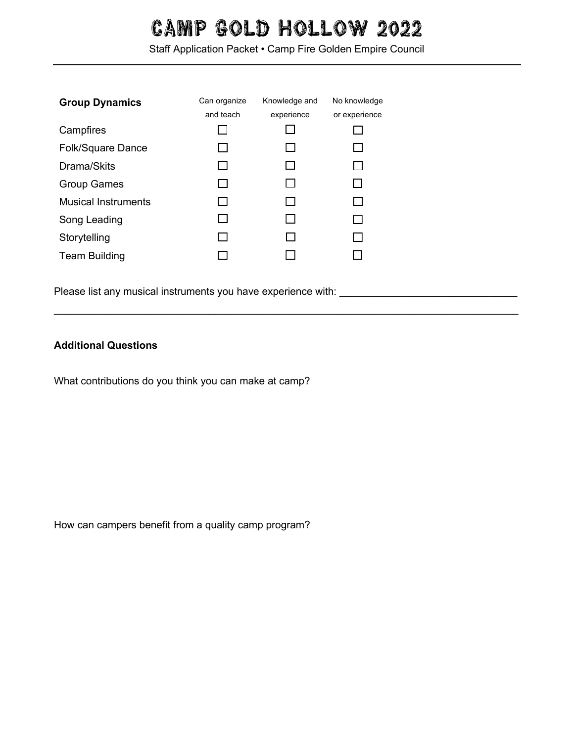| Group Dynamics | Can organize and teach | Knowledge and experience | No knowledge or experience |
|---|---|---|---|
| Campfires | ☐ | ☐ | ☐ |
| Folk/Square Dance | ☐ | ☐ | ☐ |
| Drama/Skits | ☐ | ☐ | ☐ |
| Group Games | ☐ | ☐ | ☐ |
| Musical Instruments | ☐ | ☐ | ☐ |
| Song Leading | ☐ | ☐ | ☐ |
| Storytelling | ☐ | ☐ | ☐ |
| Team Building | ☐ | ☐ | ☐ |

Please list any musical instruments you have experience with: ______________________________

________________________________________________________________________________

**Additional Questions**

What contributions do you think you can make at camp?

How can campers benefit from a quality camp program?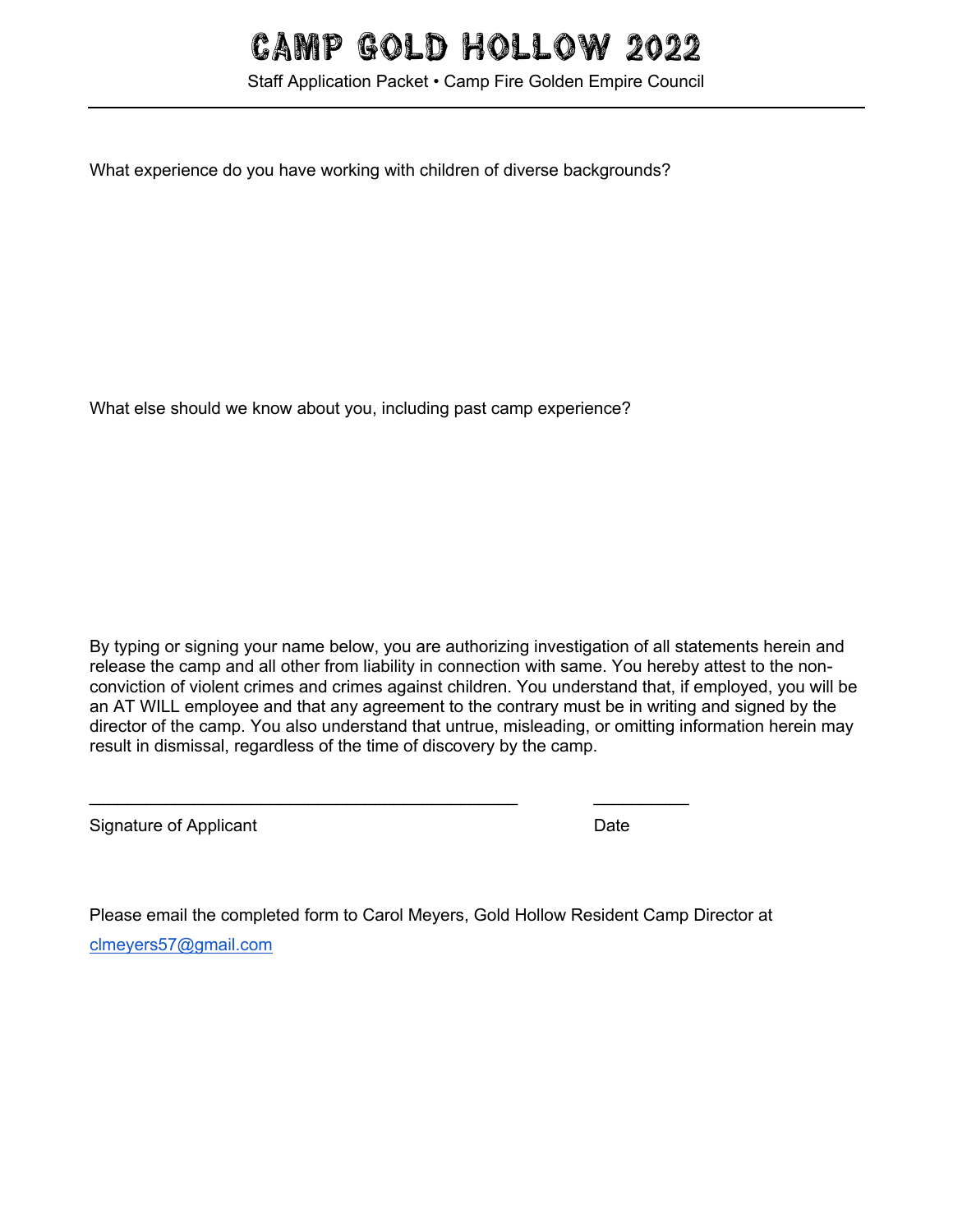What experience do you have working with children of diverse backgrounds?

What else should we know about you, including past camp experience?

By typing or signing your name below, you are authorizing investigation of all statements herein and release the camp and all other from liability in connection with same. You hereby attest to the non-conviction of violent crimes and crimes against children. You understand that, if employed, you will be an AT WILL employee and that any agreement to the contrary must be in writing and signed by the director of the camp. You also understand that untrue, misleading, or omitting information herein may result in dismissal, regardless of the time of discovery by the camp.

_____________________________________________          __________

Signature of Applicant                                                          Date

Please email the completed form to Carol Meyers, Gold Hollow Resident Camp Director at

[clmeyers57@gmail.com](mailto:clmeyers57@gmail.com)